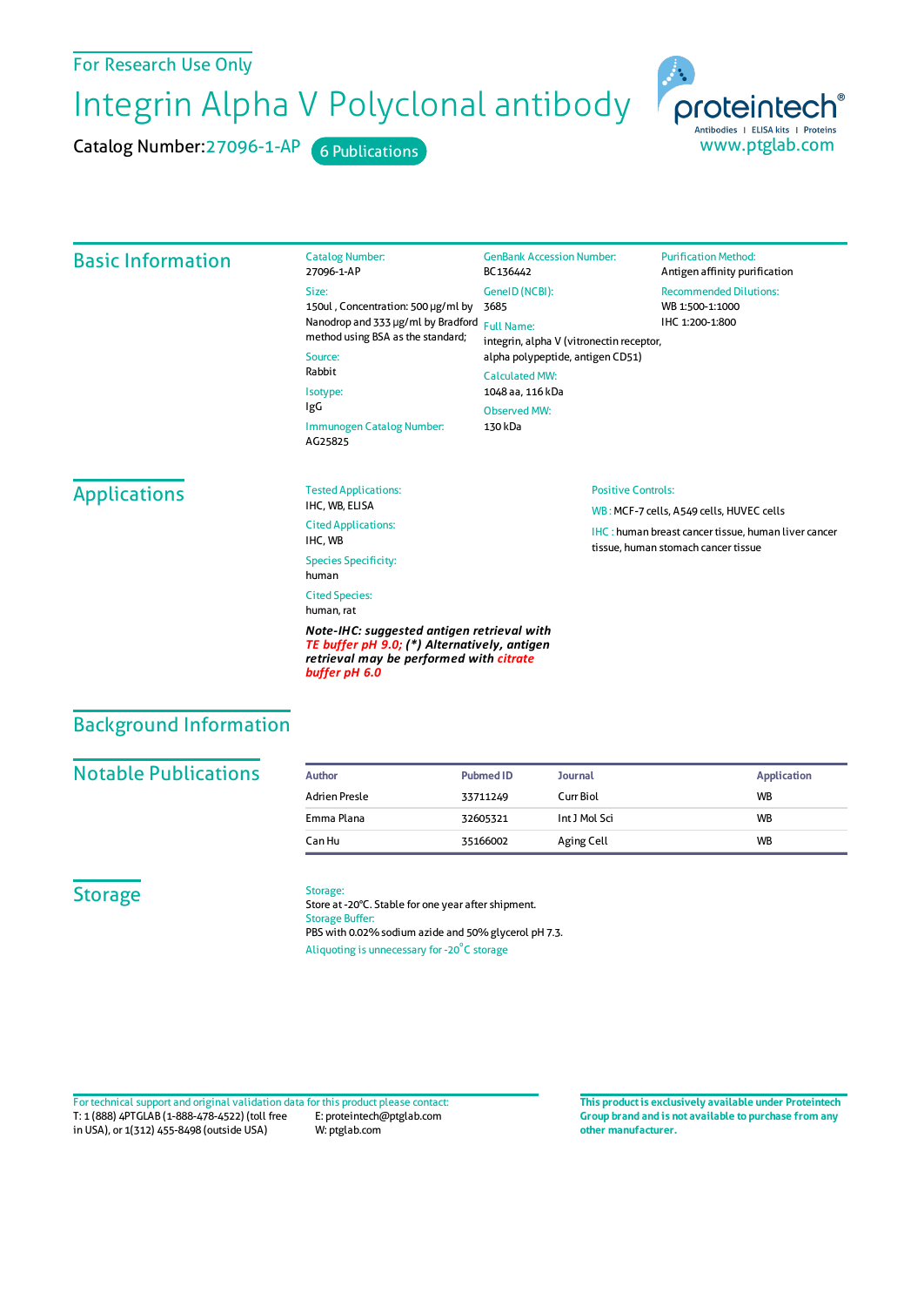For Research Use Only

# Integrin Alpha V Polyclonal antibody

Catalog Number: 27096-1-AP    6 Publications

proteintech® Antibodies | ELISA kits | Proteins
www.ptglab.com

## Basic Information

Catalog Number:
27096-1-AP

Size:
150ul , Concentration: 500 μg/ml by Nanodrop and 333 μg/ml by Bradford method using BSA as the standard;

Source:
Rabbit

Isotype:
IgG

Immunogen Catalog Number:
AG25825

GenBank Accession Number:
BC136442

GeneID (NCBI):
3685

Full Name:
integrin, alpha V (vitronectin receptor, alpha polypeptide, antigen CD51)

Calculated MW:
1048 aa, 116 kDa

Observed MW:
130 kDa

Purification Method:
Antigen affinity purification

Recommended Dilutions:
WB 1:500-1:1000
IHC 1:200-1:800

## Applications

Tested Applications:
IHC, WB, ELISA

Cited Applications:
IHC, WB

Species Specificity:
human

Cited Species:
human, rat

***Note-IHC: suggested antigen retrieval with TE buffer pH 9.0; (\*) Alternatively, antigen retrieval may be performed with citrate buffer pH 6.0***

Positive Controls:

WB : MCF-7 cells, A549 cells, HUVEC cells

IHC : human breast cancer tissue, human liver cancer tissue, human stomach cancer tissue

## Background Information

## Notable Publications

| Author | Pubmed ID | Journal | Application |
|---|---|---|---|
| Adrien Presle | 33711249 | Curr Biol | WB |
| Emma Plana | 32605321 | Int J Mol Sci | WB |
| Can Hu | 35166002 | Aging Cell | WB |

## Storage

Storage:
Store at -20°C. Stable for one year after shipment.

Storage Buffer:
PBS with 0.02% sodium azide and 50% glycerol pH 7.3.

Aliquoting is unnecessary for -20°C storage

For technical support and original validation data for this product please contact:
T: 1 (888) 4PTGLAB (1-888-478-4522) (toll free in USA), or 1(312) 455-8498 (outside USA)
E: proteintech@ptglab.com
W: ptglab.com

**This product is exclusively available under Proteintech Group brand and is not available to purchase from any other manufacturer.**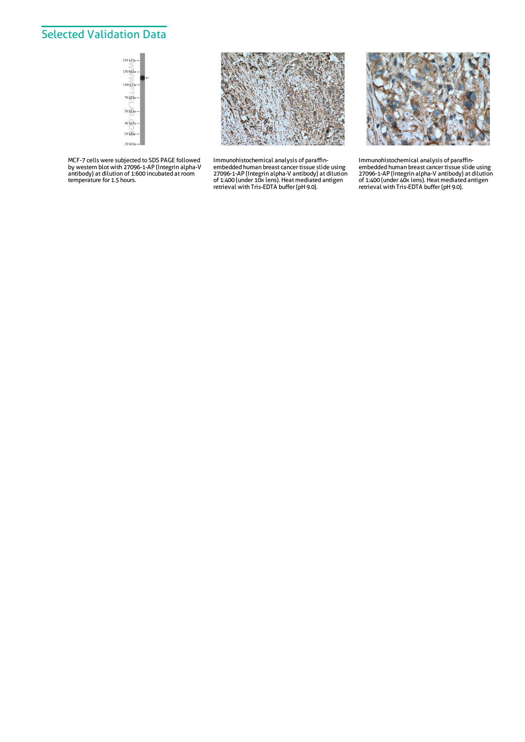## Selected Validation Data

250 kDa→
150 kDa→
100 kDa→
70 kDa→
50 kDa→
40 kDa→
30 kDa→
20 kDa→

MCF-7 cells were subjected to SDS PAGE followed by western blot with 27096-1-AP (Integrin alpha-V antibody) at dilution of 1:600 incubated at room temperature for 1.5 hours.

Immunohistochemical analysis of paraffin-embedded human breast cancer tissue slide using 27096-1-AP (Integrin alpha-V antibody) at dilution of 1:400 (under 10x lens). Heat mediated antigen retrieval with Tris-EDTA buffer (pH 9.0).

Immunohistochemical analysis of paraffin-embedded human breast cancer tissue slide using 27096-1-AP (Integrin alpha-V antibody) at dilution of 1:400 (under 40x lens). Heat mediated antigen retrieval with Tris-EDTA buffer (pH 9.0).